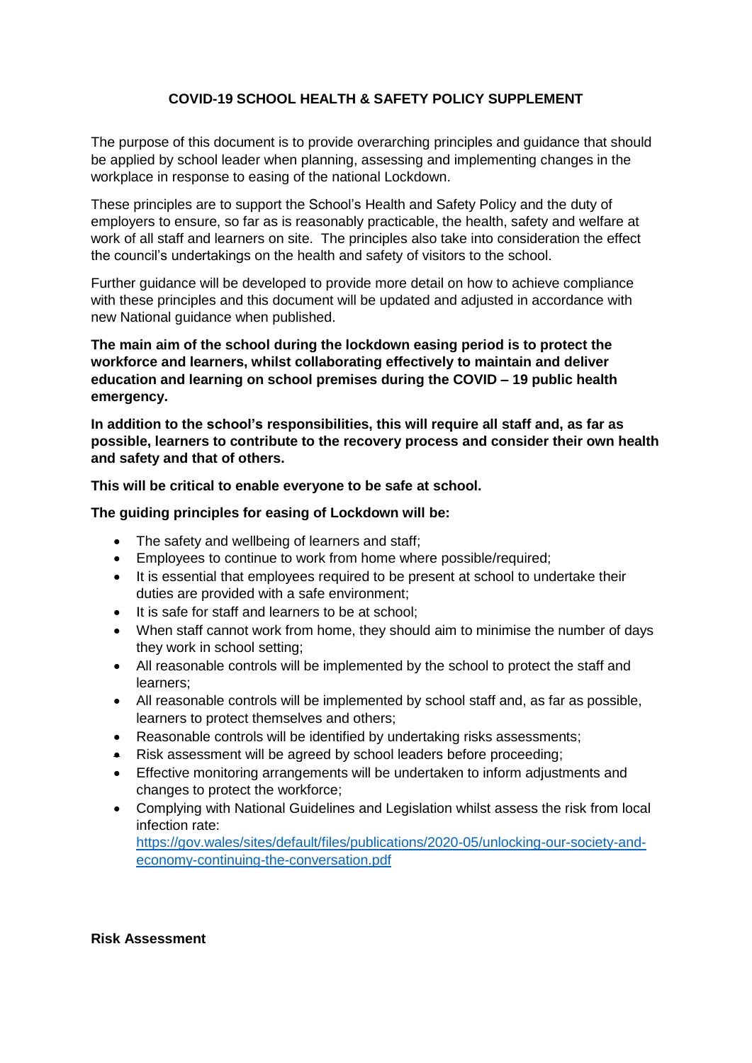# COVID-19 SCHOOL HEALTH & SAFETY POLICY SUPPLEMENT

The purpose of this document is to provide overarching principles and guidance that should be applied by school leader when planning, assessing and implementing changes in the workplace in response to easing of the national Lockdown.

These principles are to support the School's Health and Safety Policy and the duty of employers to ensure, so far as is reasonably practicable, the health, safety and welfare at work of all staff and learners on site. The principles also take into consideration the effect the council's undertakings on the health and safety of visitors to the school.

Further guidance will be developed to provide more detail on how to achieve compliance with these principles and this document will be updated and adjusted in accordance with new National guidance when published.

**The main aim of the school during the lockdown easing period is to protect the workforce and learners, whilst collaborating effectively to maintain and deliver education and learning on school premises during the COVID – 19 public health emergency.**

**In addition to the school's responsibilities, this will require all staff and, as far as possible, learners to contribute to the recovery process and consider their own health and safety and that of others.**

**This will be critical to enable everyone to be safe at school.**

**The guiding principles for easing of Lockdown will be:**

- The safety and wellbeing of learners and staff;
- Employees to continue to work from home where possible/required;
- It is essential that employees required to be present at school to undertake their duties are provided with a safe environment;
- It is safe for staff and learners to be at school;
- When staff cannot work from home, they should aim to minimise the number of days they work in school setting;
- All reasonable controls will be implemented by the school to protect the staff and learners;
- All reasonable controls will be implemented by school staff and, as far as possible, learners to protect themselves and others;
- Reasonable controls will be identified by undertaking risks assessments;
- Risk assessment will be agreed by school leaders before proceeding;
- Effective monitoring arrangements will be undertaken to inform adjustments and changes to protect the workforce;
- Complying with National Guidelines and Legislation whilst assess the risk from local infection rate: [https://gov.wales/sites/default/files/publications/2020-05/unlocking-our-society-and-economy-continuing-the-conversation.pdf](https://gov.wales/sites/default/files/publications/2020-05/unlocking-our-society-and-economy-continuing-the-conversation.pdf)

**Risk Assessment**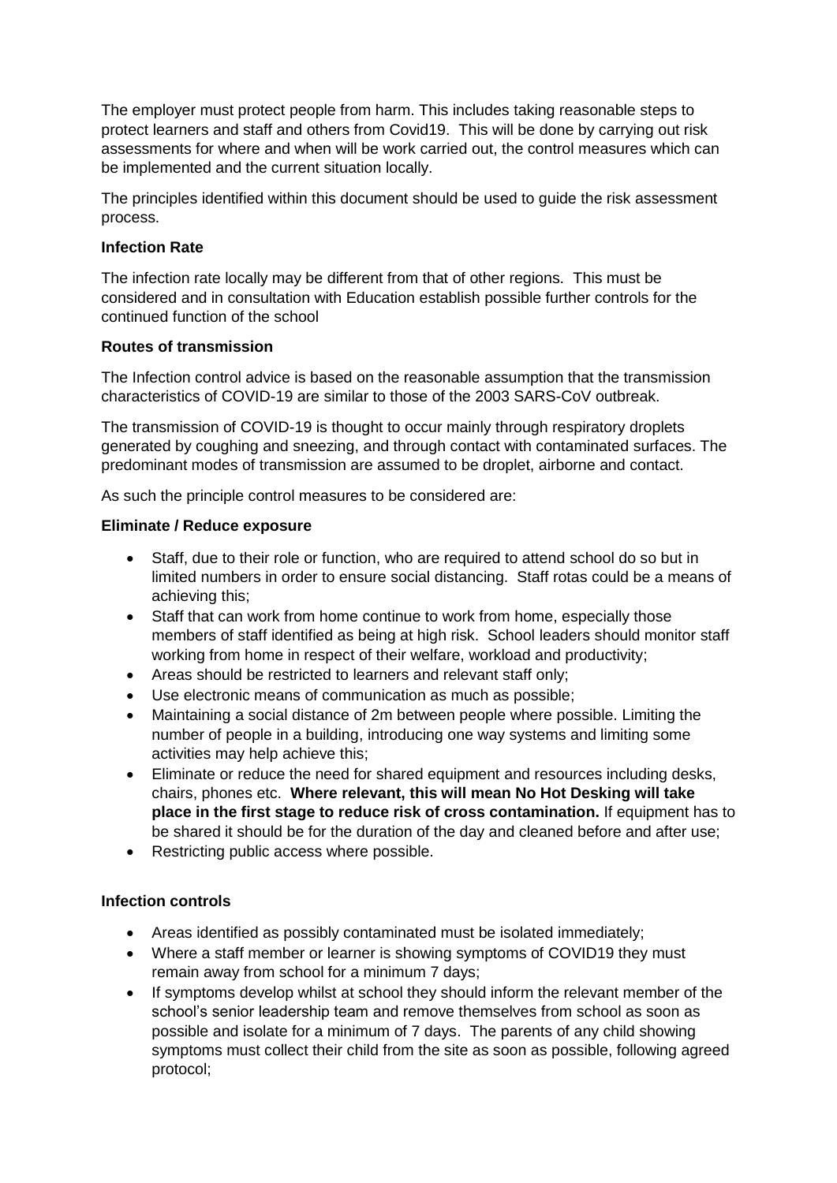The employer must protect people from harm. This includes taking reasonable steps to protect learners and staff and others from Covid19. This will be done by carrying out risk assessments for where and when will be work carried out, the control measures which can be implemented and the current situation locally.

The principles identified within this document should be used to guide the risk assessment process.

**Infection Rate**

The infection rate locally may be different from that of other regions. This must be considered and in consultation with Education establish possible further controls for the continued function of the school

**Routes of transmission**

The Infection control advice is based on the reasonable assumption that the transmission characteristics of COVID-19 are similar to those of the 2003 SARS-CoV outbreak.

The transmission of COVID-19 is thought to occur mainly through respiratory droplets generated by coughing and sneezing, and through contact with contaminated surfaces. The predominant modes of transmission are assumed to be droplet, airborne and contact.

As such the principle control measures to be considered are:

**Eliminate / Reduce exposure**

- Staff, due to their role or function, who are required to attend school do so but in limited numbers in order to ensure social distancing. Staff rotas could be a means of achieving this;
- Staff that can work from home continue to work from home, especially those members of staff identified as being at high risk. School leaders should monitor staff working from home in respect of their welfare, workload and productivity;
- Areas should be restricted to learners and relevant staff only;
- Use electronic means of communication as much as possible;
- Maintaining a social distance of 2m between people where possible. Limiting the number of people in a building, introducing one way systems and limiting some activities may help achieve this;
- Eliminate or reduce the need for shared equipment and resources including desks, chairs, phones etc. **Where relevant, this will mean No Hot Desking will take place in the first stage to reduce risk of cross contamination.** If equipment has to be shared it should be for the duration of the day and cleaned before and after use;
- Restricting public access where possible.

**Infection controls**

- Areas identified as possibly contaminated must be isolated immediately;
- Where a staff member or learner is showing symptoms of COVID19 they must remain away from school for a minimum 7 days;
- If symptoms develop whilst at school they should inform the relevant member of the school's senior leadership team and remove themselves from school as soon as possible and isolate for a minimum of 7 days. The parents of any child showing symptoms must collect their child from the site as soon as possible, following agreed protocol;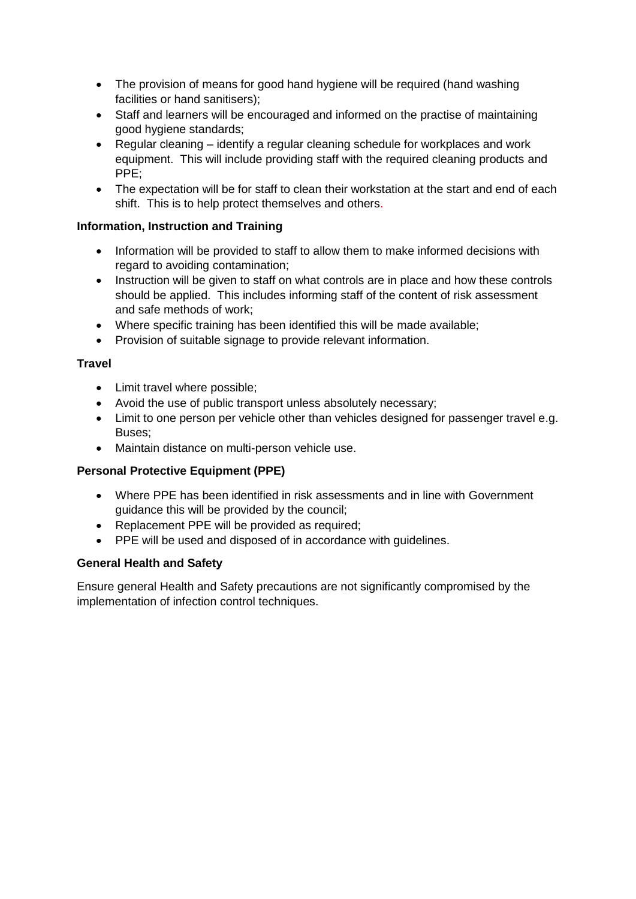- The provision of means for good hand hygiene will be required (hand washing facilities or hand sanitisers);
- Staff and learners will be encouraged and informed on the practise of maintaining good hygiene standards;
- Regular cleaning – identify a regular cleaning schedule for workplaces and work equipment. This will include providing staff with the required cleaning products and PPE;
- The expectation will be for staff to clean their workstation at the start and end of each shift. This is to help protect themselves and others.

**Information, Instruction and Training**

- Information will be provided to staff to allow them to make informed decisions with regard to avoiding contamination;
- Instruction will be given to staff on what controls are in place and how these controls should be applied. This includes informing staff of the content of risk assessment and safe methods of work;
- Where specific training has been identified this will be made available;
- Provision of suitable signage to provide relevant information.

**Travel**

- Limit travel where possible;
- Avoid the use of public transport unless absolutely necessary;
- Limit to one person per vehicle other than vehicles designed for passenger travel e.g. Buses;
- Maintain distance on multi-person vehicle use.

**Personal Protective Equipment (PPE)**

- Where PPE has been identified in risk assessments and in line with Government guidance this will be provided by the council;
- Replacement PPE will be provided as required;
- PPE will be used and disposed of in accordance with guidelines.

**General Health and Safety**

Ensure general Health and Safety precautions are not significantly compromised by the implementation of infection control techniques.